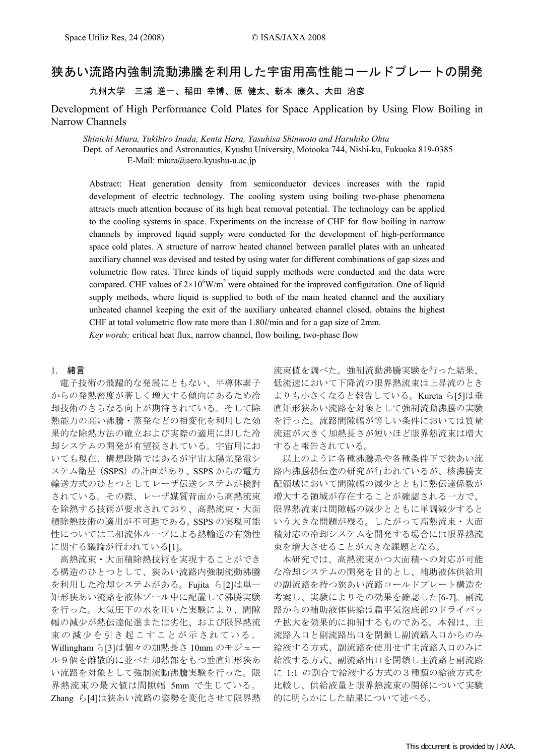# 狭あい流路内強制流動沸騰を利用した宇宙用高性能コールドプレートの開発

**九州大学　三浦 進一、稲田 幸博、原 健太、新本 康久、大田 治彦**

## Development of High Performance Cold Plates for Space Application by Using Flow Boiling in Narrow Channels

*Shinichi Miura, Yukihiro Inada, Kenta Hara, Yasuhisa Shinmoto and Haruhiko Ohta*

Dept. of Aeronautics and Astronautics, Kyushu University, Motooka 744, Nishi-ku, Fukuoka 819-0385

E-Mail: miura@aero.kyushu-u.ac.jp

Abstract: Heat generation density from semiconductor devices increases with the rapid development of electric technology. The cooling system using boiling two-phase phenomena attracts much attention because of its high heat removal potential. The technology can be applied to the cooling systems in space. Experiments on the increase of CHF for flow boiling in narrow channels by improved liquid supply were conducted for the development of high-performance space cold plates. A structure of narrow heated channel between parallel plates with an unheated auxiliary channel was devised and tested by using water for different combinations of gap sizes and volumetric flow rates. Three kinds of liquid supply methods were conducted and the data were compared. CHF values of $2\times10^6$W/m$^2$ were obtained for the improved configuration. One of liquid supply methods, where liquid is supplied to both of the main heated channel and the auxiliary unheated channel keeping the exit of the auxiliary unheated channel closed, obtains the highest CHF at total volumetric flow rate more than 1.80*l*/min and for a gap size of 2mm.

*Key words;* critical heat flux, narrow channel, flow boiling, two-phase flow

## 1.　緒言

電子技術の飛躍的な発展にともない、半導体素子からの発熱密度が著しく増大する傾向にあるため冷却技術のさらなる向上が期待されている。そして除熱能力の高い沸騰・蒸発などの相変化を利用した効果的な除熱方法の確立および実際の適用に即した冷却システムの開発が有望視されている。宇宙用においても現在、構想段階ではあるが宇宙太陽光発電システム衛星（SSPS）の計画があり、SSPS からの電力輸送方式のひとつとしてレーザ伝送システムが検討されている。その際、レーザ媒質背面から高熱流束を除熱する技術が要求されており、高熱流束・大面積除熱技術の適用が不可避である。SSPS の実現可能性については二相流体ループによる熱輸送の有効性に関する議論が行われている[1]。

高熱流束・大面積除熱技術を実現することができる構造のひとつとして、狭あい流路内強制流動沸騰を利用した冷却システムがある。Fujita ら[2]は単一矩形狭あい流路を液体プール中に配置して沸騰実験を行った。大気圧下の水を用いた実験により、間隙幅の減少が熱伝達促進または劣化、および限界熱流束の減少を引き起こすことが示されている。Willingham ら[3]は個々の加熱長さ 10mm のモジュール９個を離散的に並べた加熱部をもつ垂直矩形狭あい流路を対象として強制流動沸騰実験を行った。限界熱流束の最大値は間隙幅 5mm で生じている。Zhang ら[4]は狭あい流路の姿勢を変化させて限界熱流束値を調べた。強制流動沸騰実験を行った結果、低流速において下降流の限界熱流束は上昇流のときよりも小さくなると報告している。Kureta ら[5]は垂直矩形狭あい流路を対象として強制流動沸騰の実験を行った。流路間隙幅が等しい条件においては質量流速が大きく加熱長さが短いほど限界熱流束は増大すると報告されている。

以上のように各種沸騰系や各種条件下で狭あい流路内沸騰熱伝達の研究が行われているが、核沸騰支配領域において間隙幅の減少とともに熱伝達係数が増大する領域が存在することが確認される一方で、限界熱流束は間隙幅の減少とともに単調減少するという大きな問題が残る。したがって高熱流束・大面積対応の冷却システムを開発する場合には限界熱流束を増大させることが大きな課題となる。

本研究では、高熱流束かつ大面積への対応が可能な冷却システムの開発を目的とし、補助液体供給用の副流路を持つ狭あい流路コールドプレート構造を考案し、実験によりその効果を確認した[6-7]。副流路からの補助液体供給は扁平気泡底部のドライパッチ拡大を効果的に抑制するものである。本報は、主流路入口と副流路出口を閉鎖し副流路入口からのみ給液する方式、副流路を使用せず主流路入口のみに給液する方式、副流路出口を閉鎖し主流路と副流路に 1:1 の割合で給液する方式の３種類の給液方式を比較し、供給液量と限界熱流束の関係について実験的に明らかにした結果について述べる。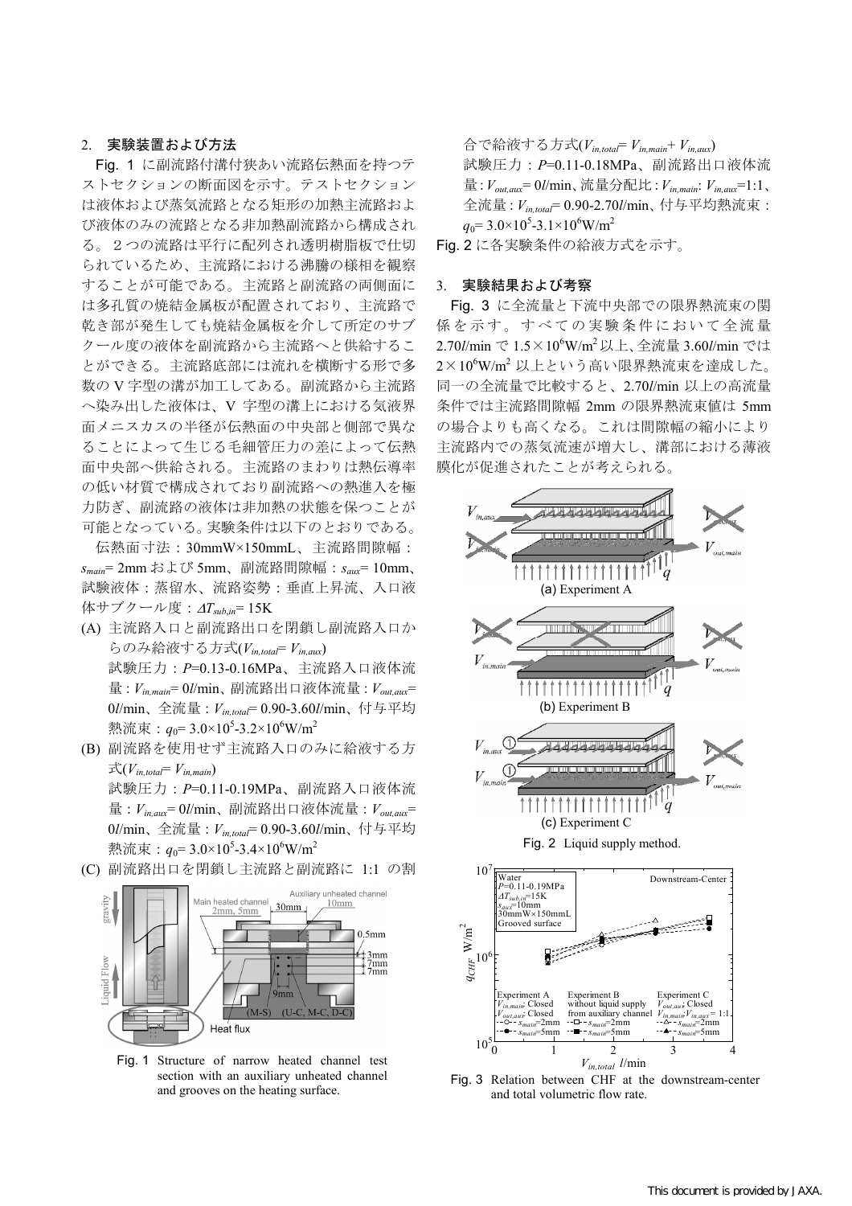## 2. 実験装置および方法

Fig. 1 に副流路付溝付狭あい流路伝熱面を持つテストセクションの断面図を示す。テストセクションは液体および蒸気流路となる矩形の加熱主流路および液体のみの流路となる非加熱副流路から構成される。２つの流路は平行に配列され透明樹脂板で仕切られているため、主流路における沸騰の様相を観察することが可能である。主流路と副流路の両側面には多孔質の焼結金属板が配置されており、主流路で乾き部が発生しても焼結金属板を介して所定のサブクール度の液体を副流路から主流路へと供給することができる。主流路底部には流れを横断する形で多数の V 字型の溝が加工してある。副流路から主流路へ染み出した液体は、V 字型の溝上における気液界面メニスカスの半径が伝熱面の中央部と側部で異なることによって生じる毛細管圧力の差によって伝熱面中央部へ供給される。主流路のまわりは熱伝導率の低い材質で構成されており副流路への熱進入を極力防ぎ、副流路の液体は非加熱の状態を保つことが可能となっている。実験条件は以下のとおりである。

伝熱面寸法：30mmW×150mmL、主流路間隙幅：$s_{main}$= 2mm および 5mm、副流路間隙幅：$s_{aux}$= 10mm、試験液体：蒸留水、流路姿勢：垂直上昇流、入口液体サブクール度：$\Delta T_{sub,in}$= 15K

(A) 主流路入口と副流路出口を閉鎖し副流路入口からのみ給液する方式($V_{in,total}$= $V_{in,aux}$)
試験圧力：$P$=0.13-0.16MPa、主流路入口液体流量：$V_{in,main}$= 0$l$/min、副流路出口液体流量：$V_{out,aux}$= 0$l$/min、全流量：$V_{in,total}$= 0.90-3.60$l$/min、付与平均熱流束：$q_0$= 3.0×10$^5$-3.2×10$^6$W/m$^2$

(B) 副流路を使用せず主流路入口のみに給液する方式($V_{in,total}$= $V_{in,main}$)
試験圧力：$P$=0.11-0.19MPa、副流路入口液体流量：$V_{in,aux}$= 0$l$/min、副流路出口液体流量：$V_{out,aux}$= 0$l$/min、全流量：$V_{in,total}$= 0.90-3.60$l$/min、付与平均熱流束：$q_0$= 3.0×10$^5$-3.4×10$^6$W/m$^2$

(C) 副流路出口を閉鎖し主流路と副流路に 1:1 の割合で給液する方式($V_{in,total}$= $V_{in,main}$+ $V_{in,aux}$)
試験圧力：$P$=0.11-0.18MPa、副流路出口液体流量：$V_{out,aux}$= 0$l$/min、流量分配比：$V_{in,main}$: $V_{in,aux}$=1:1、全流量：$V_{in,total}$= 0.90-2.70$l$/min、付与平均熱流束：$q_0$= 3.0×10$^5$-3.1×10$^6$W/m$^2$

Fig. 1 Structure of narrow heated channel test section with an auxiliary unheated channel and grooves on the heating surface.

Fig. 2 に各実験条件の給液方式を示す。

## 3. 実験結果および考察

Fig. 3 に全流量と下流中央部での限界熱流束の関係を示す。すべての実験条件において全流量 2.70$l$/min で 1.5×10$^6$W/m$^2$ 以上、全流量 3.60$l$/min では 2×10$^6$W/m$^2$ 以上という高い限界熱流束を達成した。同一の全流量で比較すると、2.70$l$/min 以上の高流量条件では主流路間隙幅 2mm の限界熱流束値は 5mm の場合よりも高くなる。これは間隙幅の縮小により主流路内での蒸気流速が増大し、溝部における薄液膜化が促進されたことが考えられる。

Fig. 2 Liquid supply method.

Fig. 3 Relation between CHF at the downstream-center and total volumetric flow rate.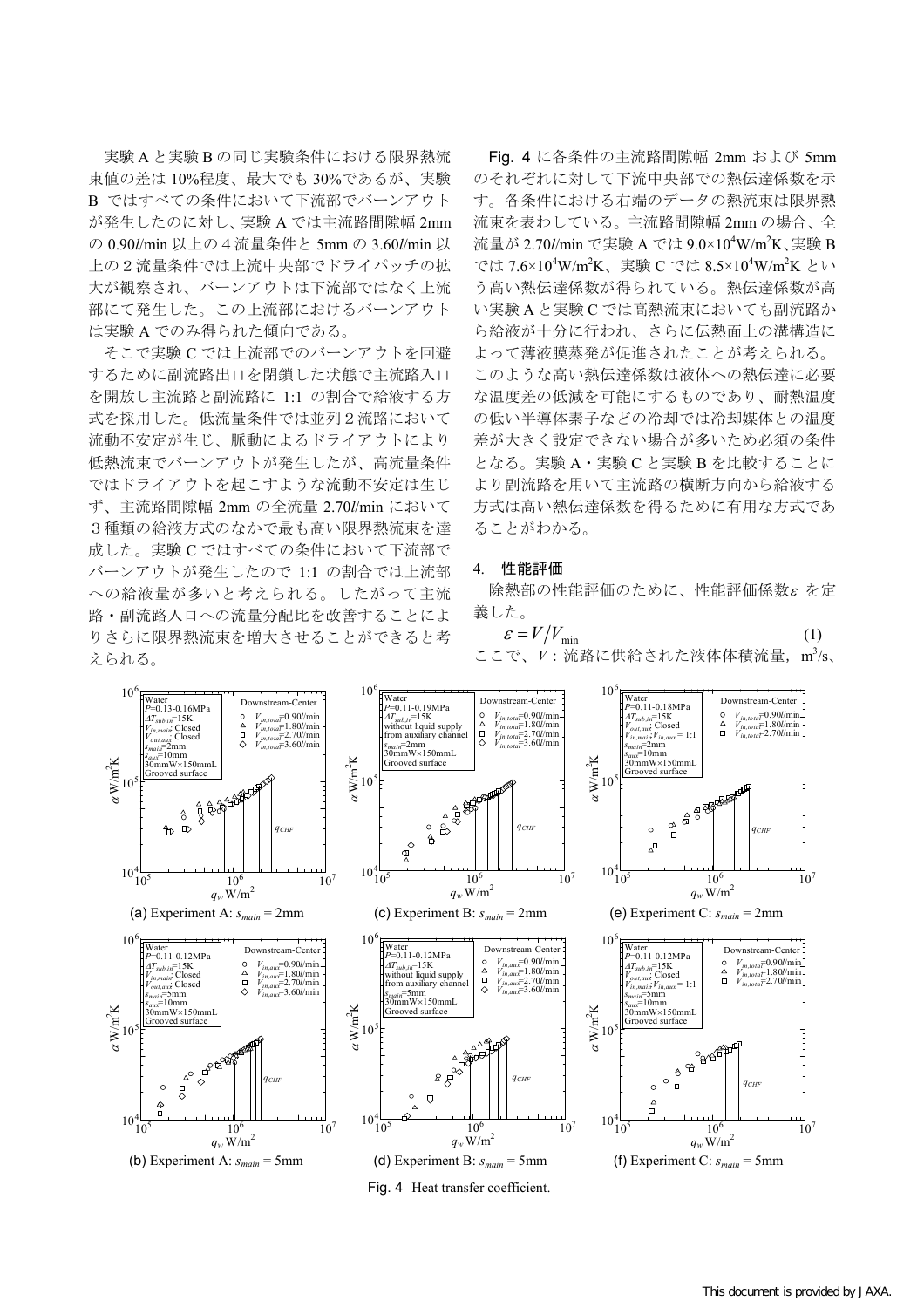実験Aと実験Bの同じ実験条件における限界熱流束値の差は10%程度、最大でも30%であるが、実験Bではすべての条件において下流部でバーンアウトが発生したのに対し、実験Aでは主流路間隙幅2mmの0.90*l*/min以上の4流量条件と5mmの3.60*l*/min以上の2流量条件では上流中央部でドライパッチの拡大が観察され、バーンアウトは下流部ではなく上流部にて発生した。この上流部におけるバーンアウトは実験Aでのみ得られた傾向である。

そこで実験Cでは上流部でのバーンアウトを回避するために副流路出口を閉鎖した状態で主流路入口を開放し主流路と副流路に1:1の割合で給液する方式を採用した。低流量条件では並列2流路において流動不安定が生じ、脈動によるドライアウトにより低熱流束でバーンアウトが発生したが、高流量条件ではドライアウトを起こすような流動不安定は生じず、主流路間隙幅2mmの全流量2.70*l*/minにおいて3種類の給液方式のなかで最も高い限界熱流束を達成した。実験Cではすべての条件において下流部でバーンアウトが発生したので1:1の割合では上流部への給液量が多いと考えられる。したがって主流路・副流路入口への流量分配比を改善することによりさらに限界熱流束を増大させることができると考えられる。

Fig. 4に各条件の主流路間隙幅2mmおよび5mmのそれぞれに対して下流中央部での熱伝達係数を示す。各条件における右端のデータの熱流束は限界熱流束を表わしている。主流路間隙幅2mmの場合、全流量が2.70*l*/minで実験Aでは$9.0\times10^4$W/m$^2$K、実験Bでは$7.6\times10^4$W/m$^2$K、実験Cでは$8.5\times10^4$W/m$^2$Kという高い熱伝達係数が得られている。熱伝達係数が高い実験Aと実験Cでは高熱流束においても副流路から給液が十分に行われ、さらに伝熱面上の溝構造によって薄液膜蒸発が促進されたことが考えられる。このような高い熱伝達係数は液体への熱伝達に必要な温度差の低減を可能にするものであり、耐熱温度の低い半導体素子などの冷却では冷却媒体との温度差が大きく設定できない場合が多いため必須の条件となる。実験A・実験Cと実験Bを比較することにより副流路を用いて主流路の横断方向から給液する方式は高い熱伝達係数を得るために有用な方式であることがわかる。

## 4. 性能評価

除熱部の性能評価のために、性能評価係数$\varepsilon$を定義した。

$$\varepsilon = V/V_{\min} \tag{1}$$

ここで、$V$：流路に供給された液体体積流量，m$^3$/s、

(a) Experiment A: $s_{main}$ = 2mm

(b) Experiment A: $s_{main}$ = 5mm

(c) Experiment B: $s_{main}$ = 2mm

(d) Experiment B: $s_{main}$ = 5mm

(e) Experiment C: $s_{main}$ = 2mm

(f) Experiment C: $s_{main}$ = 5mm

Fig. 4 Heat transfer coefficient.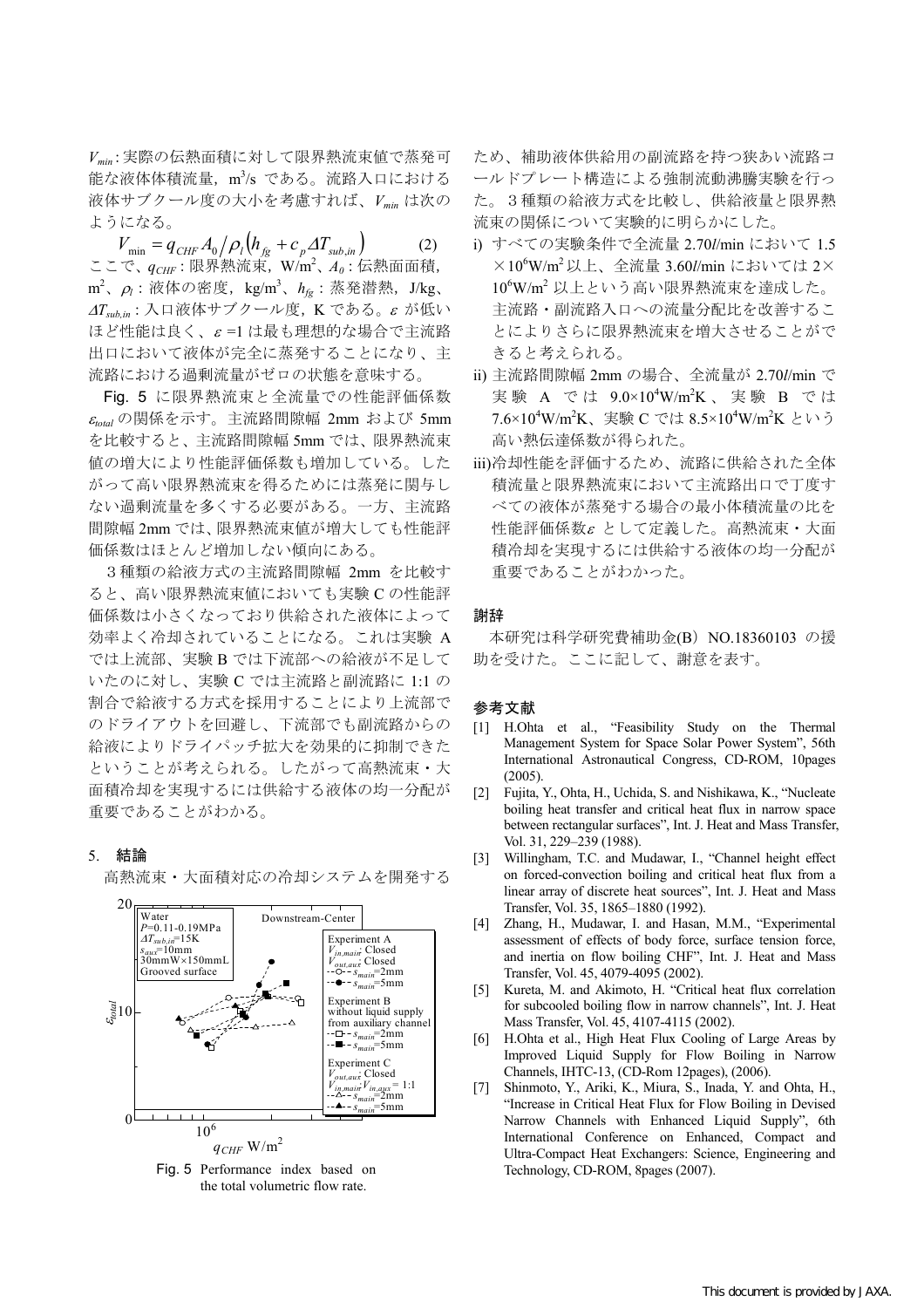$V_{min}$：実際の伝熱面積に対して限界熱流束値で蒸発可能な液体体積流量，$m^3/s$ である。流路入口における液体サブクール度の大小を考慮すれば、$V_{min}$ は次のようになる。

$$V_{\min} = q_{CHF} A_0 / \rho_l \left( h_{fg} + c_p \Delta T_{sub,in} \right) \qquad (2)$$

ここで、$q_{CHF}$：限界熱流束，$W/m^2$、$A_0$：伝熱面面積，$m^2$、$\rho_l$：液体の密度，$kg/m^3$、$h_{fg}$：蒸発潜熱，J/kg、$\Delta T_{sub,in}$：入口液体サブクール度，K である。$\varepsilon$ が低いほど性能は良く、$\varepsilon$ =1 は最も理想的な場合で主流路出口において液体が完全に蒸発することになり、主流路における過剰流量がゼロの状態を意味する。

Fig. 5 に限界熱流束と全流量での性能評価係数 $\varepsilon_{total}$ の関係を示す。主流路間隙幅 2mm および 5mm を比較すると、主流路間隙幅 5mm では、限界熱流束値の増大により性能評価係数も増加している。したがって高い限界熱流束を得るためには蒸発に関与しない過剰流量を多くする必要がある。一方、主流路間隙幅 2mm では、限界熱流束値が増大しても性能評価係数はほとんど増加しない傾向にある。

３種類の給液方式の主流路間隙幅 2mm を比較すると、高い限界熱流束値においても実験 C の性能評価係数は小さくなっており供給された液体によって効率よく冷却されていることになる。これは実験 A では上流部、実験 B では下流部への給液が不足していたのに対し、実験 C では主流路と副流路に 1:1 の割合で給液する方式を採用することにより上流部でのドライアウトを回避し、下流部でも副流路からの給液によりドライパッチ拡大を効果的に抑制できたということが考えられる。したがって高熱流束・大面積冷却を実現するには供給する液体の均一分配が重要であることがわかる。

## 5. 結論

高熱流束・大面積対応の冷却システムを開発するため、補助液体供給用の副流路を持つ狭あい流路コールドプレート構造による強制流動沸騰実験を行った。３種類の給液方式を比較し、供給液量と限界熱流束の関係について実験的に明らかにした。

i) すべての実験条件で全流量 2.70$l$/min において 1.5 $\times 10^6 W/m^2$ 以上、全流量 3.60$l$/min においては $2\times 10^6 W/m^2$ 以上という高い限界熱流束を達成した。主流路・副流路入口への流量分配比を改善することによりさらに限界熱流束を増大させることができると考えられる。

ii) 主流路間隙幅 2mm の場合、全流量が 2.70$l$/min で実験 A では $9.0\times10^4 W/m^2K$、実験 B では $7.6\times10^4 W/m^2K$、実験 C では $8.5\times10^4 W/m^2K$ という高い熱伝達係数が得られた。

iii) 冷却性能を評価するため、流路に供給された全体積流量と限界熱流束において主流路出口で丁度すべての液体が蒸発する場合の最小体積流量の比を性能評価係数 $\varepsilon$ として定義した。高熱流束・大面積冷却を実現するには供給する液体の均一分配が重要であることがわかった。

Water
$P$=0.11-0.19MPa
$\Delta T_{sub,in}$=15K
$s_{aux}$=10mm
30mmW×150mmL
Grooved surface
Downstream-Center
Experiment A
$V_{in,main}$: Closed
$V_{out,aux}$: Closed
$s_{main}$=2mm
$s_{main}$=5mm
Experiment B
without liquid supply from auxiliary channel
$s_{main}$=2mm
$s_{main}$=5mm
Experiment C
$V_{out,aux}$: Closed
$V_{in,main}$:$V_{in,aux}$ = 1:1
$s_{main}$=2mm
$s_{main}$=5mm
$\varepsilon_{total}$
20
10
0
$10^6$
$q_{CHF}$ $W/m^2$

Fig. 5 Performance index based on the total volumetric flow rate.

## 謝辞

本研究は科学研究費補助金(B) NO.18360103 の援助を受けた。ここに記して、謝意を表す。

## 参考文献

[1] H.Ohta et al., "Feasibility Study on the Thermal Management System for Space Solar Power System", 56th International Astronautical Congress, CD-ROM, 10pages (2005).

[2] Fujita, Y., Ohta, H., Uchida, S. and Nishikawa, K., "Nucleate boiling heat transfer and critical heat flux in narrow space between rectangular surfaces", Int. J. Heat and Mass Transfer, Vol. 31, 229–239 (1988).

[3] Willingham, T.C. and Mudawar, I., "Channel height effect on forced-convection boiling and critical heat flux from a linear array of discrete heat sources", Int. J. Heat and Mass Transfer, Vol. 35, 1865–1880 (1992).

[4] Zhang, H., Mudawar, I. and Hasan, M.M., "Experimental assessment of effects of body force, surface tension force, and inertia on flow boiling CHF", Int. J. Heat and Mass Transfer, Vol. 45, 4079-4095 (2002).

[5] Kureta, M. and Akimoto, H. "Critical heat flux correlation for subcooled boiling flow in narrow channels", Int. J. Heat Mass Transfer, Vol. 45, 4107-4115 (2002).

[6] H.Ohta et al., High Heat Flux Cooling of Large Areas by Improved Liquid Supply for Flow Boiling in Narrow Channels, IHTC-13, (CD-Rom 12pages), (2006).

[7] Shinmoto, Y., Ariki, K., Miura, S., Inada, Y. and Ohta, H., "Increase in Critical Heat Flux for Flow Boiling in Devised Narrow Channels with Enhanced Liquid Supply", 6th International Conference on Enhanced, Compact and Ultra-Compact Heat Exchangers: Science, Engineering and Technology, CD-ROM, 8pages (2007).